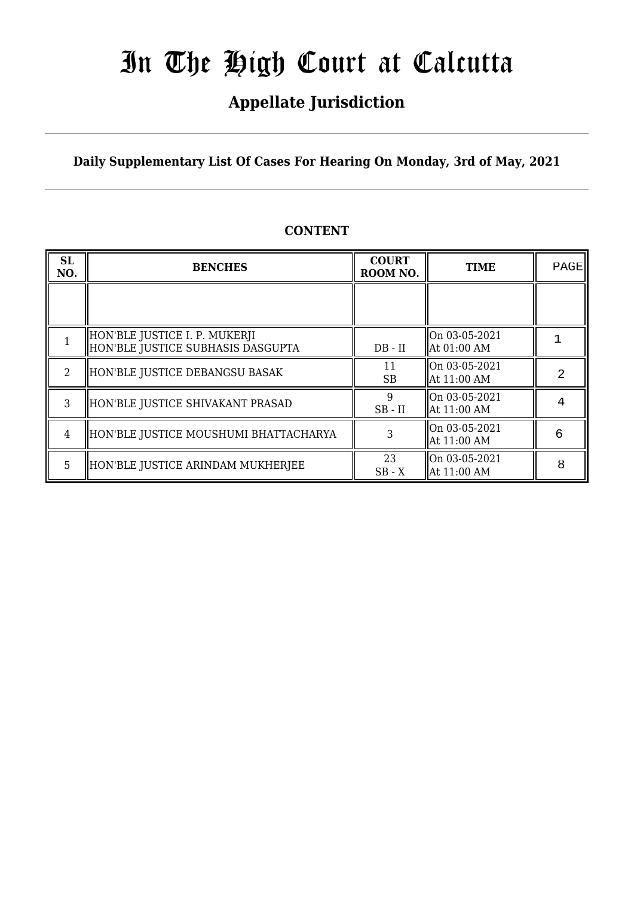# In The High Court at Calcutta

## Appellate Jurisdiction

**Daily Supplementary List Of Cases For Hearing On Monday, 3rd of May, 2021**

### CONTENT

| SL NO. | BENCHES | COURT ROOM NO. | TIME | PAGE |
|---|---|---|---|---|
| | | | | |
| 1 | HON'BLE JUSTICE I. P. MUKERJI<br>HON'BLE JUSTICE SUBHASIS DASGUPTA | DB - II | On 03-05-2021<br>At 01:00 AM | 1 |
| 2 | HON'BLE JUSTICE DEBANGSU BASAK | 11<br>SB | On 03-05-2021<br>At 11:00 AM | 2 |
| 3 | HON'BLE JUSTICE SHIVAKANT PRASAD | 9<br>SB - II | On 03-05-2021<br>At 11:00 AM | 4 |
| 4 | HON'BLE JUSTICE MOUSHUMI BHATTACHARYA | 3 | On 03-05-2021<br>At 11:00 AM | 6 |
| 5 | HON'BLE JUSTICE ARINDAM MUKHERJEE | 23<br>SB - X | On 03-05-2021<br>At 11:00 AM | 8 |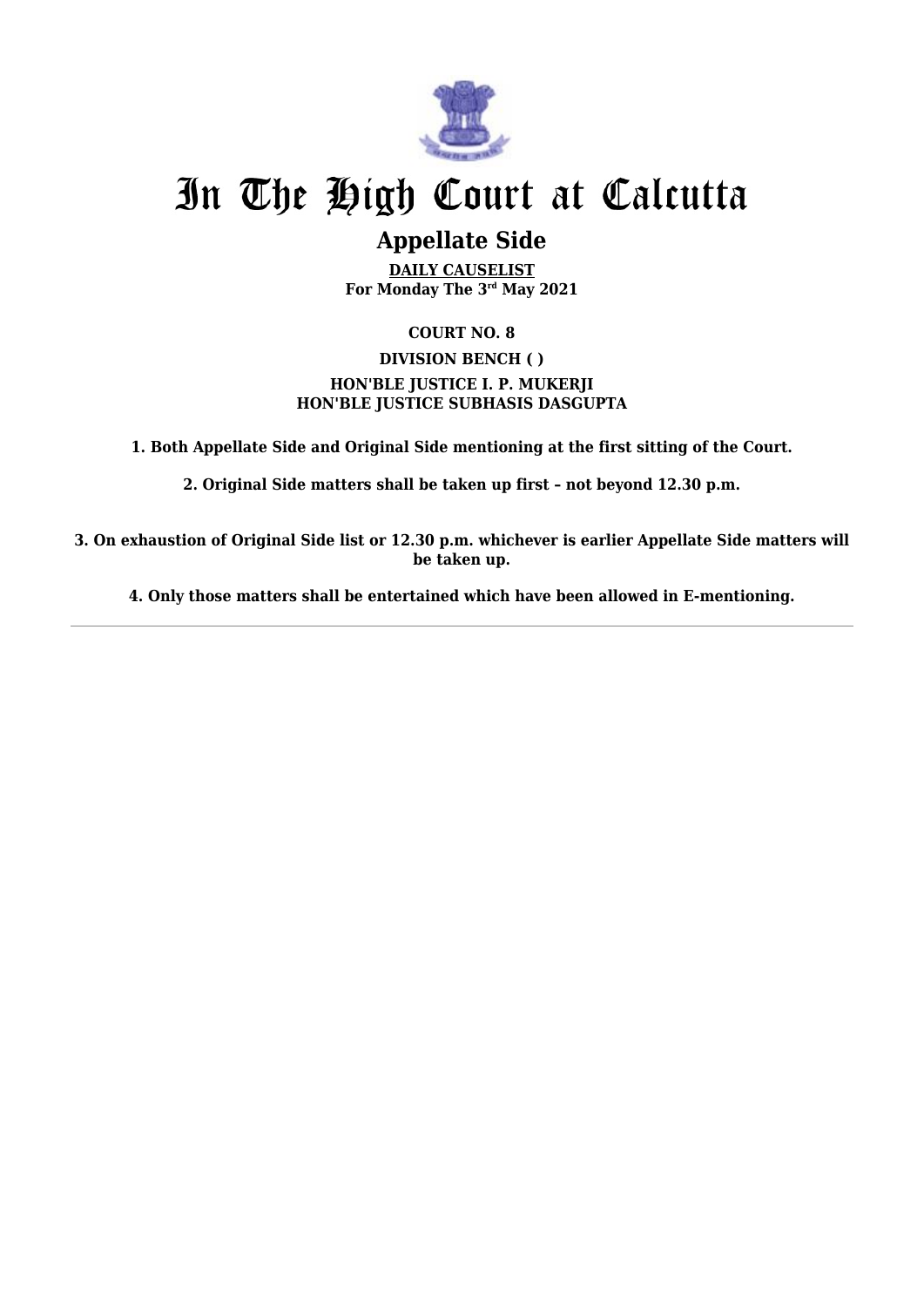# In The High Court at Calcutta

## Appellate Side

**DAILY CAUSELIST**
**For Monday The 3rd May 2021**

**COURT NO. 8**

**DIVISION BENCH ( )**

**HON'BLE JUSTICE I. P. MUKERJI**
**HON'BLE JUSTICE SUBHASIS DASGUPTA**

**1. Both Appellate Side and Original Side mentioning at the first sitting of the Court.**

**2. Original Side matters shall be taken up first – not beyond 12.30 p.m.**

**3. On exhaustion of Original Side list or 12.30 p.m. whichever is earlier Appellate Side matters will be taken up.**

**4. Only those matters shall be entertained which have been allowed in E-mentioning.**

---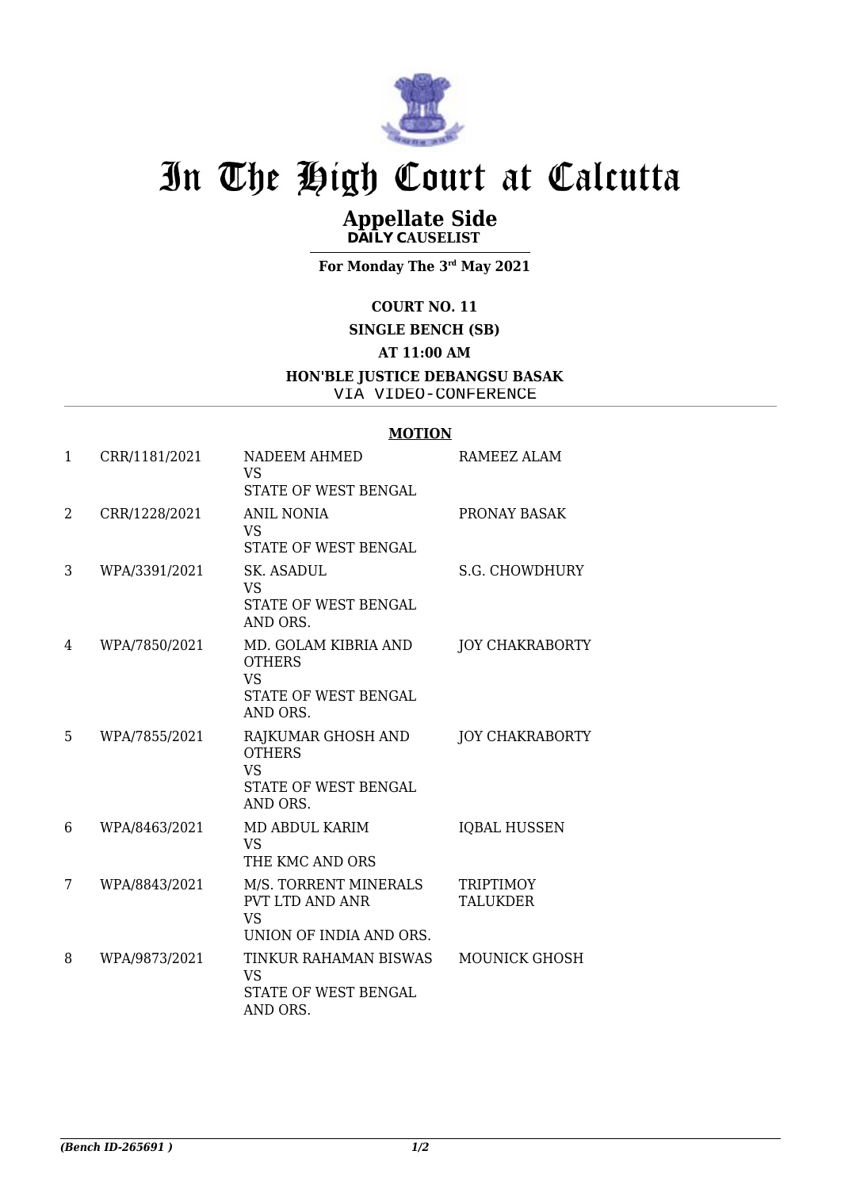# In The High Court at Calcutta

## Appellate Side

**DAILY CAUSELIST**

**For Monday The 3rd May 2021**

**COURT NO. 11**

**SINGLE BENCH (SB)**

**AT 11:00 AM**

**HON'BLE JUSTICE DEBANGSU BASAK**

VIA VIDEO-CONFERENCE

**MOTION**

| | | | |
|---|---|---|---|
| 1 | CRR/1181/2021 | NADEEM AHMED VS STATE OF WEST BENGAL | RAMEEZ ALAM |
| 2 | CRR/1228/2021 | ANIL NONIA VS STATE OF WEST BENGAL | PRONAY BASAK |
| 3 | WPA/3391/2021 | SK. ASADUL VS STATE OF WEST BENGAL AND ORS. | S.G. CHOWDHURY |
| 4 | WPA/7850/2021 | MD. GOLAM KIBRIA AND OTHERS VS STATE OF WEST BENGAL AND ORS. | JOY CHAKRABORTY |
| 5 | WPA/7855/2021 | RAJKUMAR GHOSH AND OTHERS VS STATE OF WEST BENGAL AND ORS. | JOY CHAKRABORTY |
| 6 | WPA/8463/2021 | MD ABDUL KARIM VS THE KMC AND ORS | IQBAL HUSSEN |
| 7 | WPA/8843/2021 | M/S. TORRENT MINERALS PVT LTD AND ANR VS UNION OF INDIA AND ORS. | TRIPTIMOY TALUKDER |
| 8 | WPA/9873/2021 | TINKUR RAHAMAN BISWAS VS STATE OF WEST BENGAL AND ORS. | MOUNICK GHOSH |

*(Bench ID-265691 )*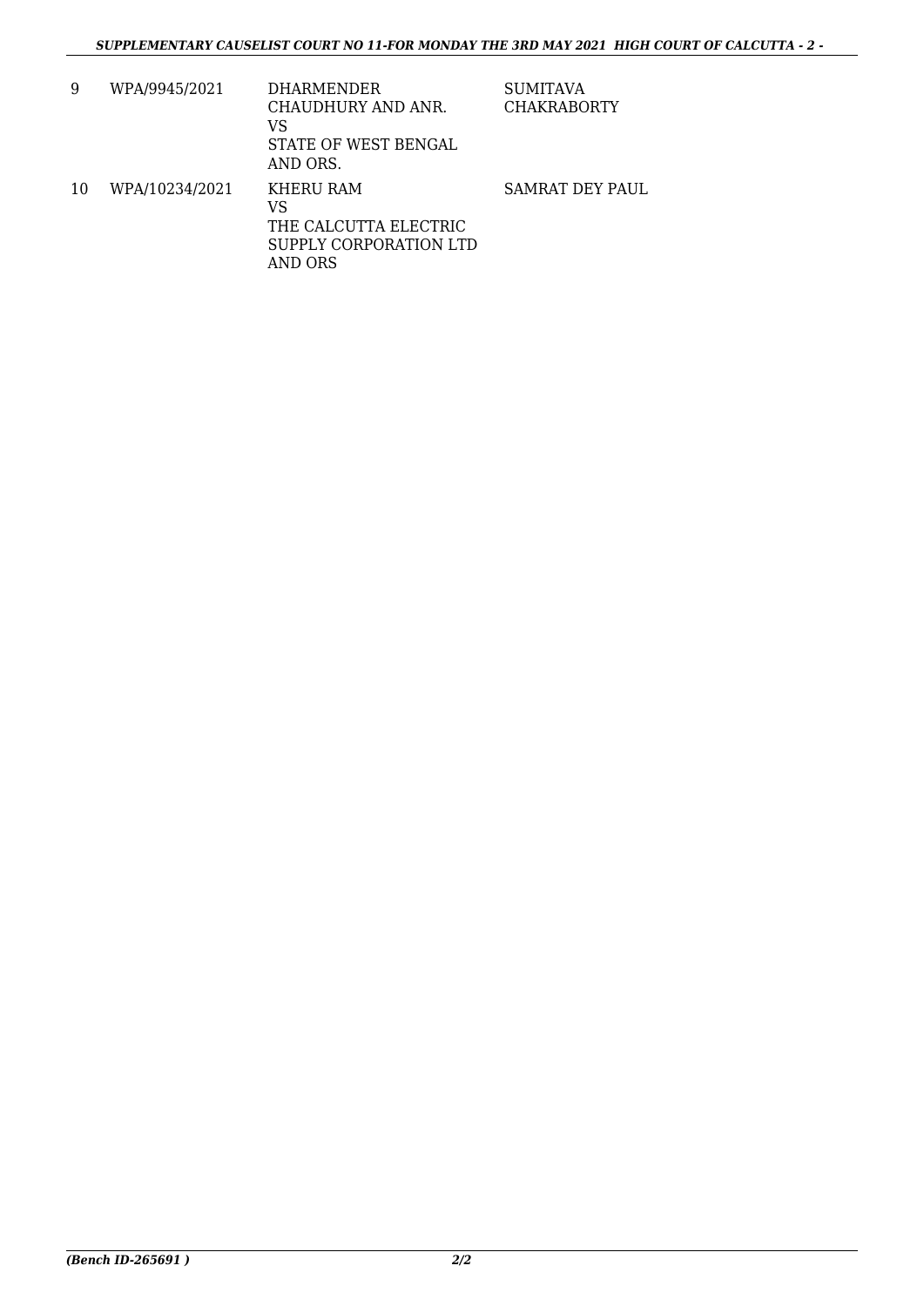| | | | |
|---|---|---|---|
| 9 | WPA/9945/2021 | DHARMENDER CHAUDHURY AND ANR. VS STATE OF WEST BENGAL AND ORS. | SUMITAVA CHAKRABORTY |
| 10 | WPA/10234/2021 | KHERU RAM VS THE CALCUTTA ELECTRIC SUPPLY CORPORATION LTD AND ORS | SAMRAT DEY PAUL |

*(Bench ID-265691 )*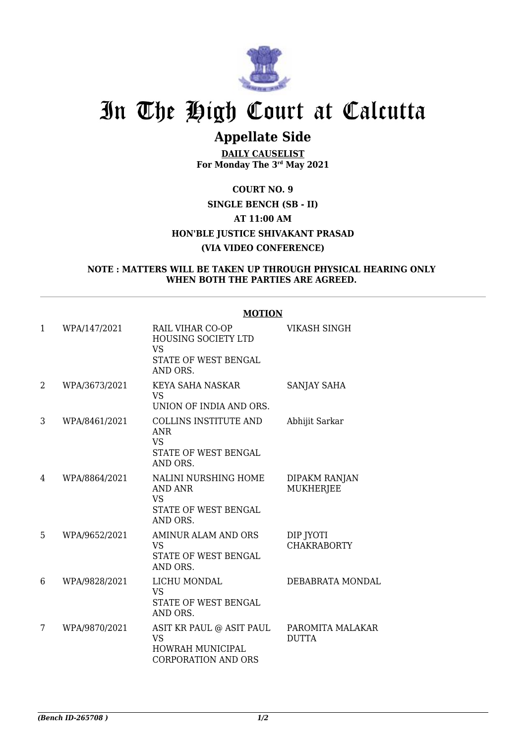# In The High Court at Calcutta

## Appellate Side

**DAILY CAUSELIST**
**For Monday The 3rd May 2021**

**COURT NO. 9**

**SINGLE BENCH (SB - II)**

**AT 11:00 AM**

**HON'BLE JUSTICE SHIVAKANT PRASAD**

**(VIA VIDEO CONFERENCE)**

**NOTE : MATTERS WILL BE TAKEN UP THROUGH PHYSICAL HEARING ONLY WHEN BOTH THE PARTIES ARE AGREED.**

**MOTION**

| | | | |
|---|---|---|---|
| 1 | WPA/147/2021 | RAIL VIHAR CO-OP HOUSING SOCIETY LTD<br>VS<br>STATE OF WEST BENGAL AND ORS. | VIKASH SINGH |
| 2 | WPA/3673/2021 | KEYA SAHA NASKAR<br>VS<br>UNION OF INDIA AND ORS. | SANJAY SAHA |
| 3 | WPA/8461/2021 | COLLINS INSTITUTE AND ANR<br>VS<br>STATE OF WEST BENGAL AND ORS. | Abhijit Sarkar |
| 4 | WPA/8864/2021 | NALINI NURSHING HOME AND ANR<br>VS<br>STATE OF WEST BENGAL AND ORS. | DIPAKM RANJAN MUKHERJEE |
| 5 | WPA/9652/2021 | AMINUR ALAM AND ORS<br>VS<br>STATE OF WEST BENGAL AND ORS. | DIP JYOTI CHAKRABORTY |
| 6 | WPA/9828/2021 | LICHU MONDAL<br>VS<br>STATE OF WEST BENGAL AND ORS. | DEBABRATA MONDAL |
| 7 | WPA/9870/2021 | ASIT KR PAUL @ ASIT PAUL<br>VS<br>HOWRAH MUNICIPAL CORPORATION AND ORS | PAROMITA MALAKAR DUTTA |

*(Bench ID-265708 )*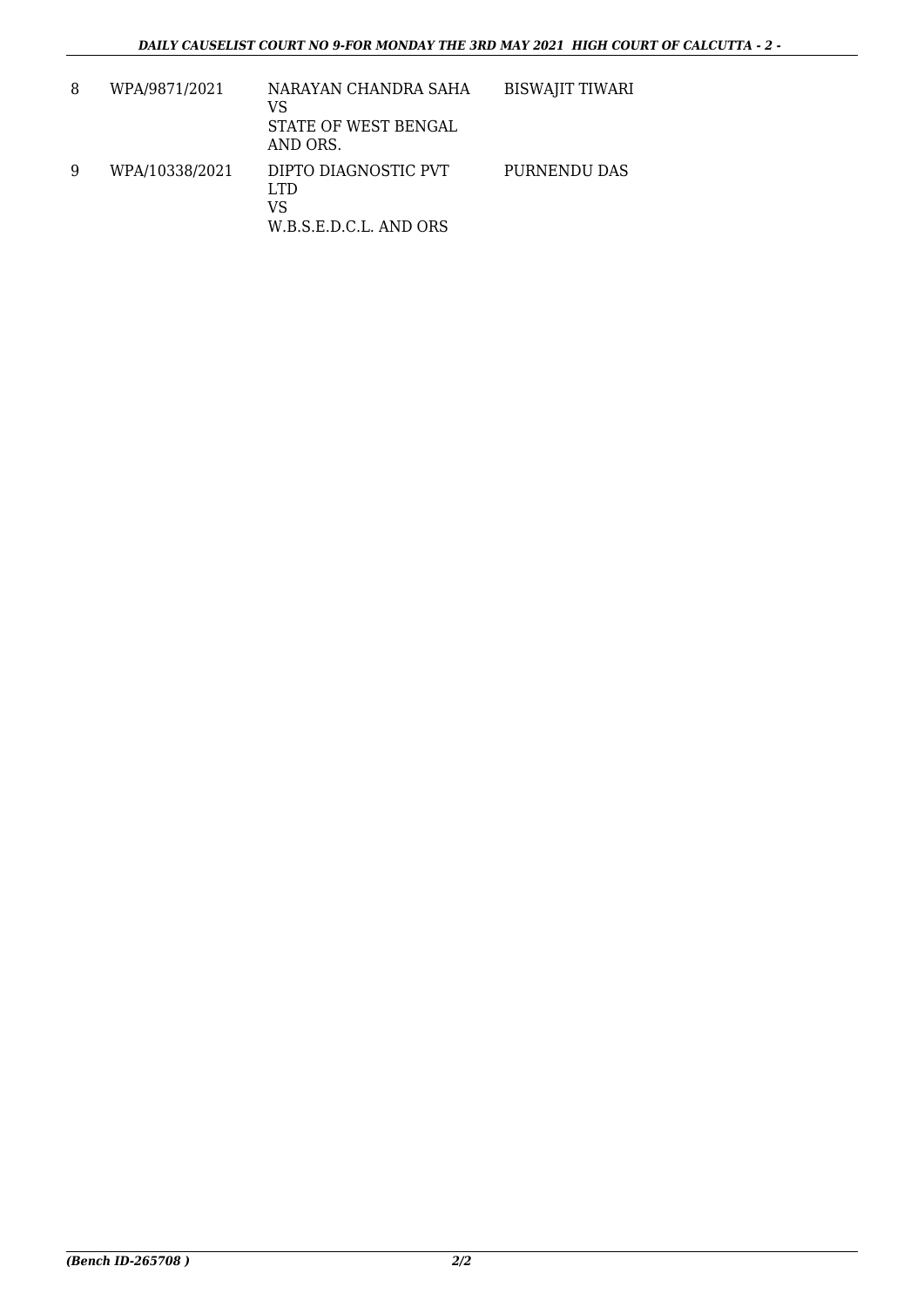| 8 | WPA/9871/2021 | NARAYAN CHANDRA SAHA<br>VS<br>STATE OF WEST BENGAL<br>AND ORS. | BISWAJIT TIWARI |
|---|---|---|---|
| 9 | WPA/10338/2021 | DIPTO DIAGNOSTIC PVT<br>LTD<br>VS<br>W.B.S.E.D.C.L. AND ORS | PURNENDU DAS |

*(Bench ID-265708 )*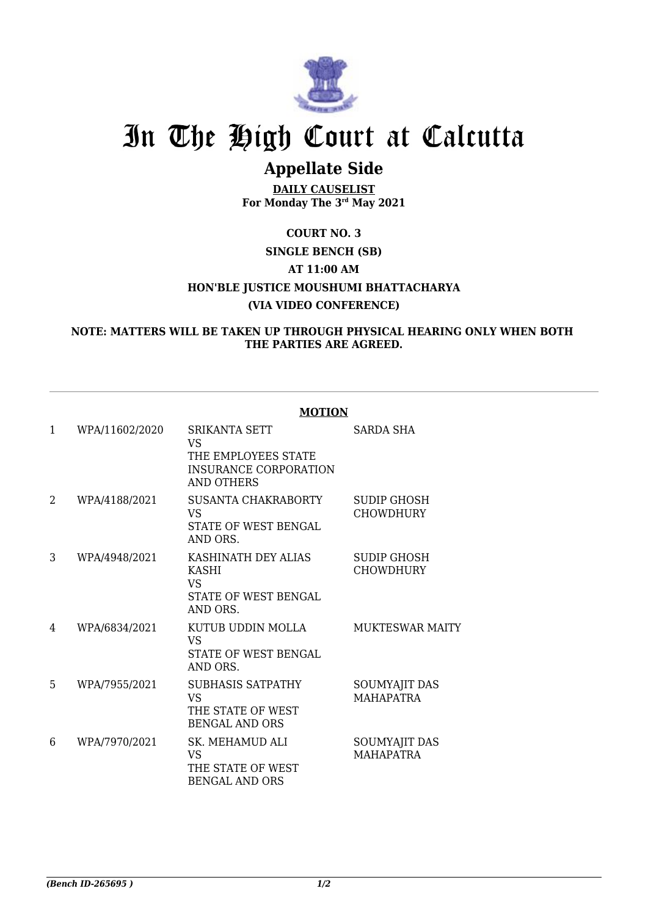# In The High Court at Calcutta

## Appellate Side

**DAILY CAUSELIST**
**For Monday The 3rd May 2021**

**COURT NO. 3**

**SINGLE BENCH (SB)**

**AT 11:00 AM**

**HON'BLE JUSTICE MOUSHUMI BHATTACHARYA**

**(VIA VIDEO CONFERENCE)**

**NOTE: MATTERS WILL BE TAKEN UP THROUGH PHYSICAL HEARING ONLY WHEN BOTH THE PARTIES ARE AGREED.**

---

**MOTION**

| | | | |
|---|---|---|---|
| 1 | WPA/11602/2020 | SRIKANTA SETT<br>VS<br>THE EMPLOYEES STATE INSURANCE CORPORATION AND OTHERS | SARDA SHA |
| 2 | WPA/4188/2021 | SUSANTA CHAKRABORTY<br>VS<br>STATE OF WEST BENGAL AND ORS. | SUDIP GHOSH CHOWDHURY |
| 3 | WPA/4948/2021 | KASHINATH DEY ALIAS KASHI<br>VS<br>STATE OF WEST BENGAL AND ORS. | SUDIP GHOSH CHOWDHURY |
| 4 | WPA/6834/2021 | KUTUB UDDIN MOLLA<br>VS<br>STATE OF WEST BENGAL AND ORS. | MUKTESWAR MAITY |
| 5 | WPA/7955/2021 | SUBHASIS SATPATHY<br>VS<br>THE STATE OF WEST BENGAL AND ORS | SOUMYAJIT DAS MAHAPATRA |
| 6 | WPA/7970/2021 | SK. MEHAMUD ALI<br>VS<br>THE STATE OF WEST BENGAL AND ORS | SOUMYAJIT DAS MAHAPATRA |

*(Bench ID-265695 )*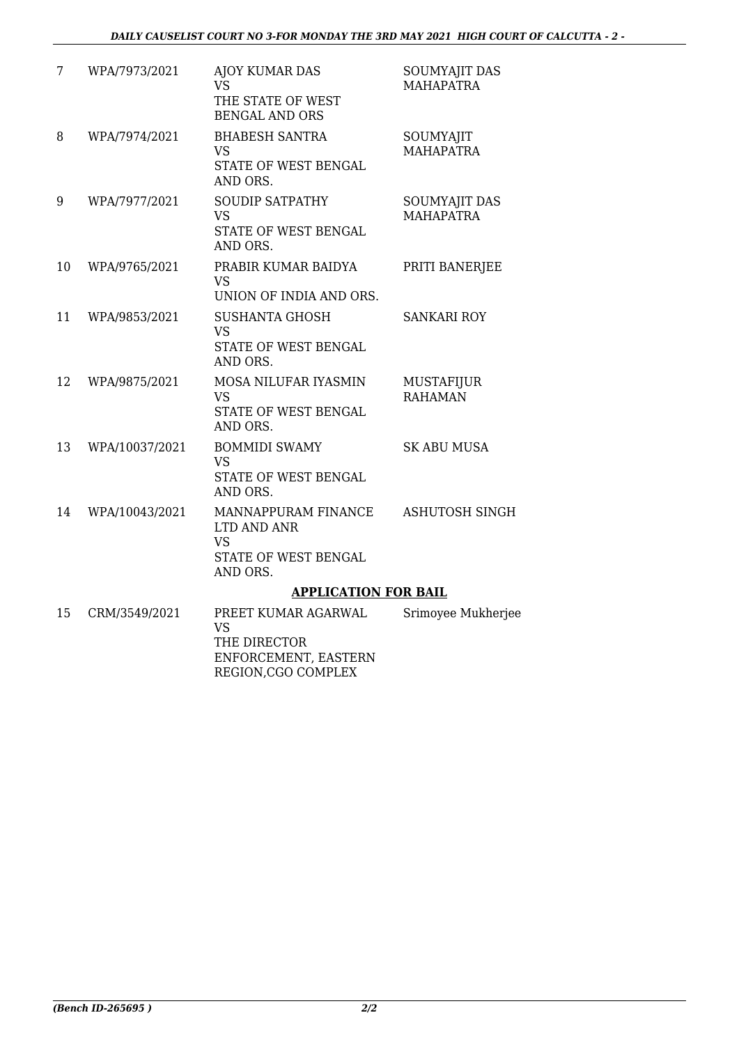| | | | |
|---|---|---|---|
| 7 | WPA/7973/2021 | AJOY KUMAR DAS<br>VS<br>THE STATE OF WEST BENGAL AND ORS | SOUMYAJIT DAS MAHAPATRA |
| 8 | WPA/7974/2021 | BHABESH SANTRA<br>VS<br>STATE OF WEST BENGAL AND ORS. | SOUMYAJIT MAHAPATRA |
| 9 | WPA/7977/2021 | SOUDIP SATPATHY<br>VS<br>STATE OF WEST BENGAL AND ORS. | SOUMYAJIT DAS MAHAPATRA |
| 10 | WPA/9765/2021 | PRABIR KUMAR BAIDYA<br>VS<br>UNION OF INDIA AND ORS. | PRITI BANERJEE |
| 11 | WPA/9853/2021 | SUSHANTA GHOSH<br>VS<br>STATE OF WEST BENGAL AND ORS. | SANKARI ROY |
| 12 | WPA/9875/2021 | MOSA NILUFAR IYASMIN<br>VS<br>STATE OF WEST BENGAL AND ORS. | MUSTAFIJUR RAHAMAN |
| 13 | WPA/10037/2021 | BOMMIDI SWAMY<br>VS<br>STATE OF WEST BENGAL AND ORS. | SK ABU MUSA |
| 14 | WPA/10043/2021 | MANNAPPURAM FINANCE LTD AND ANR<br>VS<br>STATE OF WEST BENGAL AND ORS. | ASHUTOSH SINGH |

**APPLICATION FOR BAIL**

| | | | |
|---|---|---|---|
| 15 | CRM/3549/2021 | PREET KUMAR AGARWAL<br>VS<br>THE DIRECTOR ENFORCEMENT, EASTERN REGION,CGO COMPLEX | Srimoyee Mukherjee |

*(Bench ID-265695 )*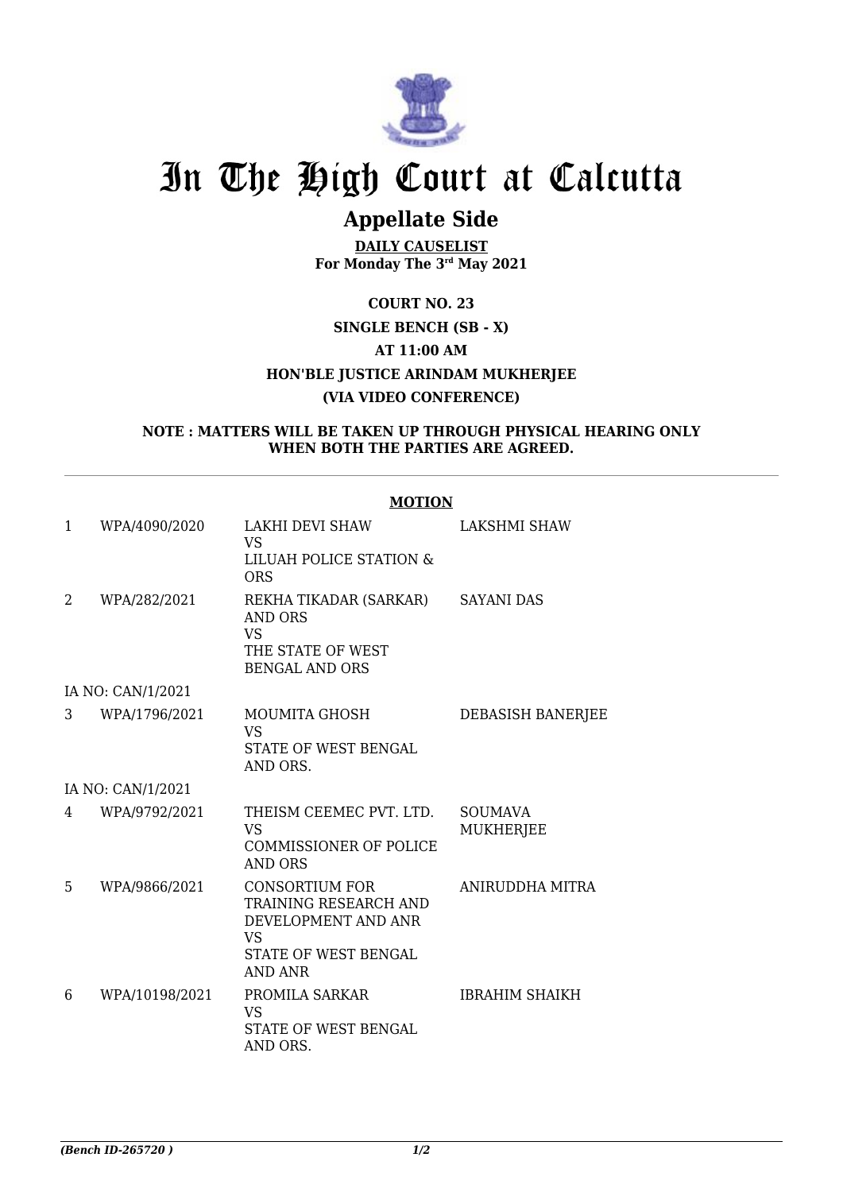# In The High Court at Calcutta

## Appellate Side

**DAILY CAUSELIST**
**For Monday The 3rd May 2021**

**COURT NO. 23**

**SINGLE BENCH (SB - X)**

**AT 11:00 AM**

**HON'BLE JUSTICE ARINDAM MUKHERJEE**

**(VIA VIDEO CONFERENCE)**

**NOTE : MATTERS WILL BE TAKEN UP THROUGH PHYSICAL HEARING ONLY WHEN BOTH THE PARTIES ARE AGREED.**

---

**MOTION**

| | | | |
|---|---|---|---|
| 1 | WPA/4090/2020 | LAKHI DEVI SHAW VS LILUAH POLICE STATION & ORS | LAKSHMI SHAW |
| 2 | WPA/282/2021 | REKHA TIKADAR (SARKAR) AND ORS VS THE STATE OF WEST BENGAL AND ORS | SAYANI DAS |
| | IA NO: CAN/1/2021 | | |
| 3 | WPA/1796/2021 | MOUMITA GHOSH VS STATE OF WEST BENGAL AND ORS. | DEBASISH BANERJEE |
| | IA NO: CAN/1/2021 | | |
| 4 | WPA/9792/2021 | THEISM CEEMEC PVT. LTD. VS COMMISSIONER OF POLICE AND ORS | SOUMAVA MUKHERJEE |
| 5 | WPA/9866/2021 | CONSORTIUM FOR TRAINING RESEARCH AND DEVELOPMENT AND ANR VS STATE OF WEST BENGAL AND ANR | ANIRUDDHA MITRA |
| 6 | WPA/10198/2021 | PROMILA SARKAR VS STATE OF WEST BENGAL AND ORS. | IBRAHIM SHAIKH |

*(Bench ID-265720 )*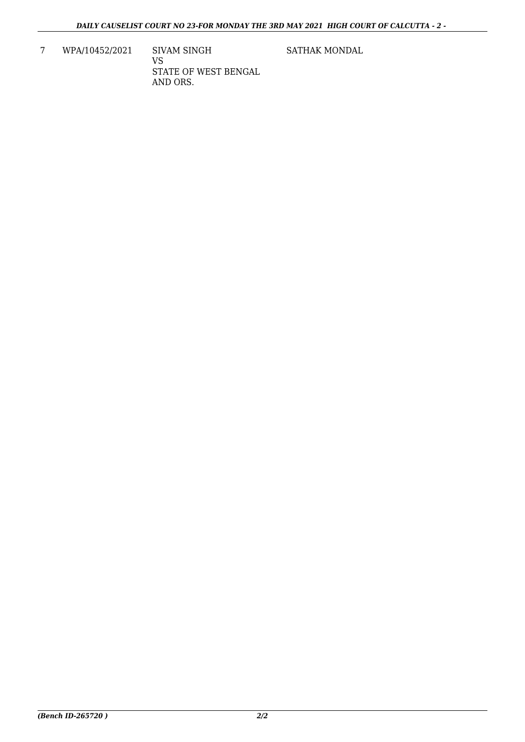| | | | |
|---|---|---|---|
| 7 | WPA/10452/2021 | SIVAM SINGH<br>VS<br>STATE OF WEST BENGAL AND ORS. | SATHAK MONDAL |

*(Bench ID-265720 )*